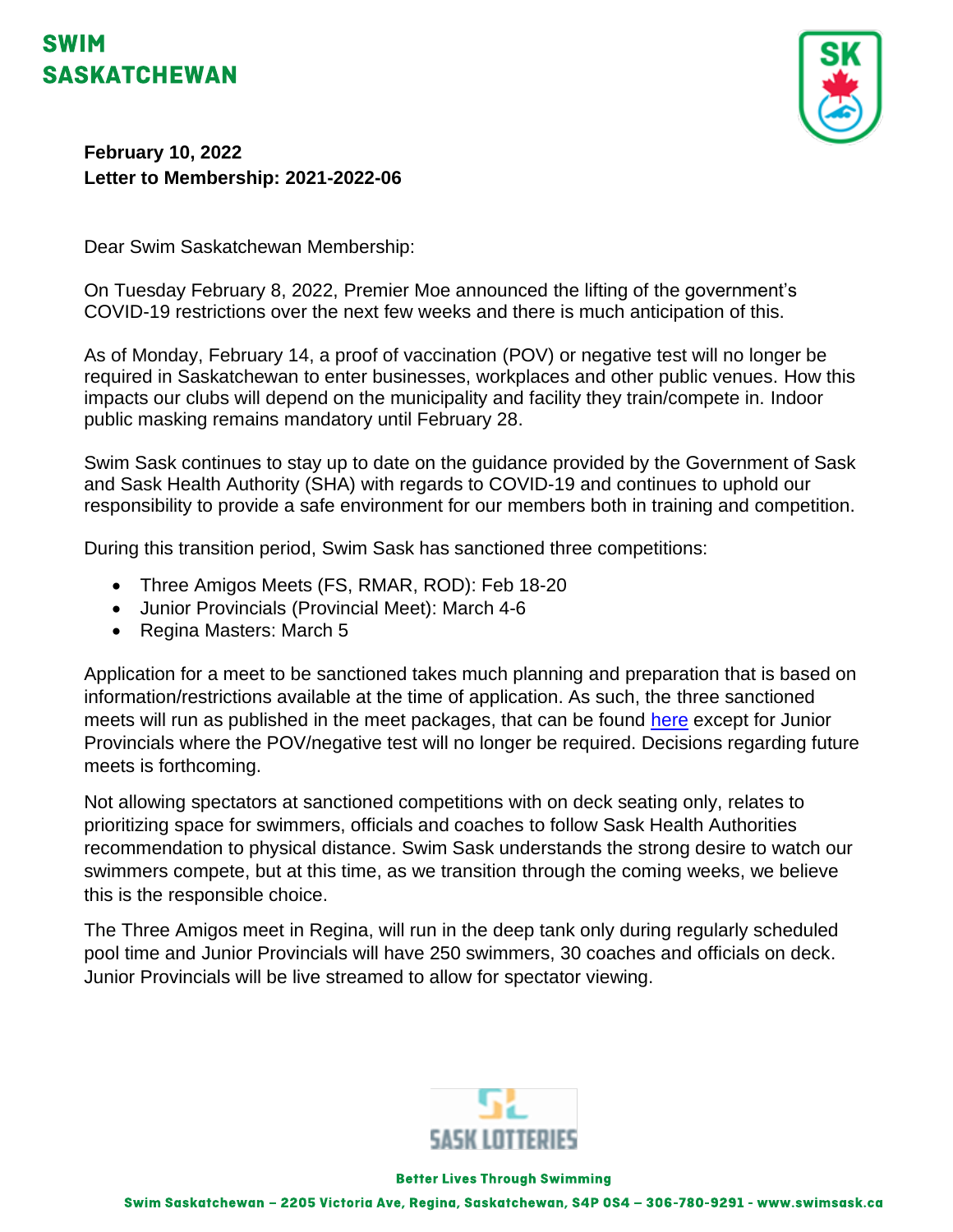# SWIM SASKATCHEWAN

**February 10, 2022**
**Letter to Membership: 2021-2022-06**

Dear Swim Saskatchewan Membership:

On Tuesday February 8, 2022, Premier Moe announced the lifting of the government's COVID-19 restrictions over the next few weeks and there is much anticipation of this.

As of Monday, February 14, a proof of vaccination (POV) or negative test will no longer be required in Saskatchewan to enter businesses, workplaces and other public venues. How this impacts our clubs will depend on the municipality and facility they train/compete in. Indoor public masking remains mandatory until February 28.

Swim Sask continues to stay up to date on the guidance provided by the Government of Sask and Sask Health Authority (SHA) with regards to COVID-19 and continues to uphold our responsibility to provide a safe environment for our members both in training and competition.

During this transition period, Swim Sask has sanctioned three competitions:

- Three Amigos Meets (FS, RMAR, ROD): Feb 18-20
- Junior Provincials (Provincial Meet): March 4-6
- Regina Masters: March 5

Application for a meet to be sanctioned takes much planning and preparation that is based on information/restrictions available at the time of application. As such, the three sanctioned meets will run as published in the meet packages, that can be found here except for Junior Provincials where the POV/negative test will no longer be required. Decisions regarding future meets is forthcoming.

Not allowing spectators at sanctioned competitions with on deck seating only, relates to prioritizing space for swimmers, officials and coaches to follow Sask Health Authorities recommendation to physical distance. Swim Sask understands the strong desire to watch our swimmers compete, but at this time, as we transition through the coming weeks, we believe this is the responsible choice.

The Three Amigos meet in Regina, will run in the deep tank only during regularly scheduled pool time and Junior Provincials will have 250 swimmers, 30 coaches and officials on deck. Junior Provincials will be live streamed to allow for spectator viewing.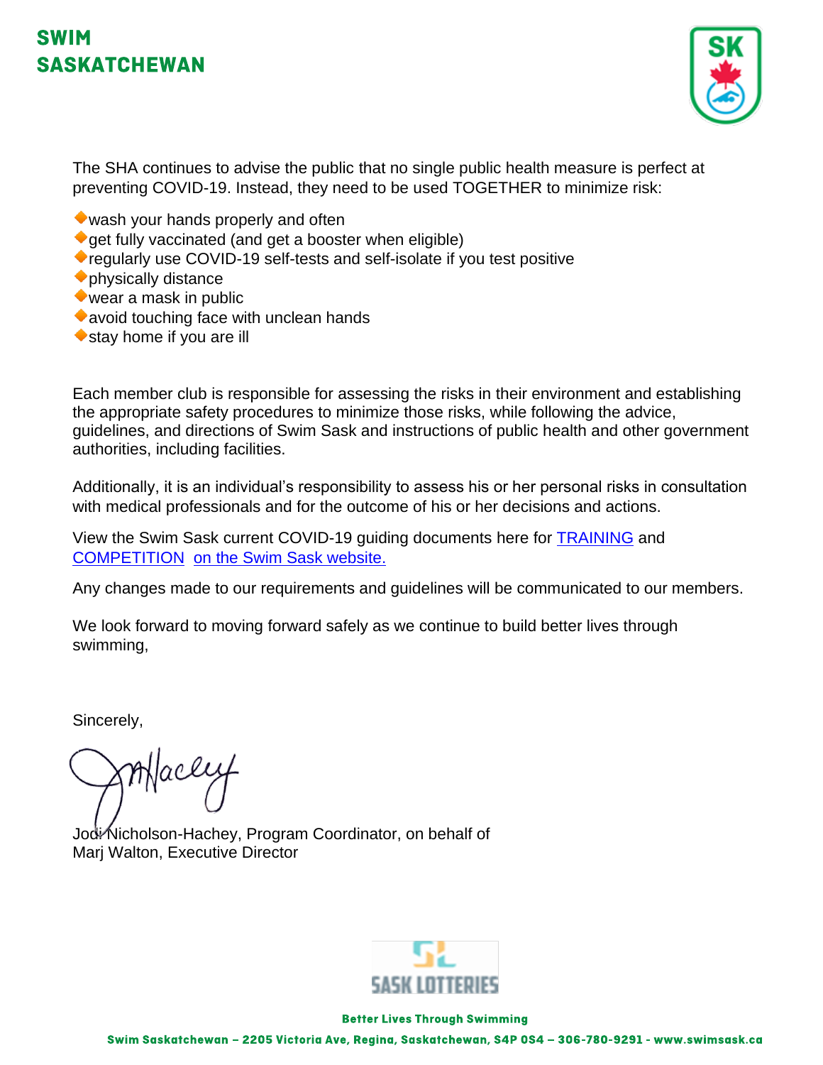The SHA continues to advise the public that no single public health measure is perfect at preventing COVID-19. Instead, they need to be used TOGETHER to minimize risk:

- wash your hands properly and often
- get fully vaccinated (and get a booster when eligible)
- regularly use COVID-19 self-tests and self-isolate if you test positive
- physically distance
- wear a mask in public
- avoid touching face with unclean hands
- stay home if you are ill

Each member club is responsible for assessing the risks in their environment and establishing the appropriate safety procedures to minimize those risks, while following the advice, guidelines, and directions of Swim Sask and instructions of public health and other government authorities, including facilities.

Additionally, it is an individual's responsibility to assess his or her personal risks in consultation with medical professionals and for the outcome of his or her decisions and actions.

View the Swim Sask current COVID-19 guiding documents here for TRAINING and COMPETITION on the Swim Sask website.

Any changes made to our requirements and guidelines will be communicated to our members.

We look forward to moving forward safely as we continue to build better lives through swimming,

Sincerely,

Jodi Nicholson-Hachey, Program Coordinator, on behalf of
Marj Walton, Executive Director

Better Lives Through Swimming

Swim Saskatchewan – 2205 Victoria Ave, Regina, Saskatchewan, S4P 0S4 – 306-780-9291 - www.swimsask.ca